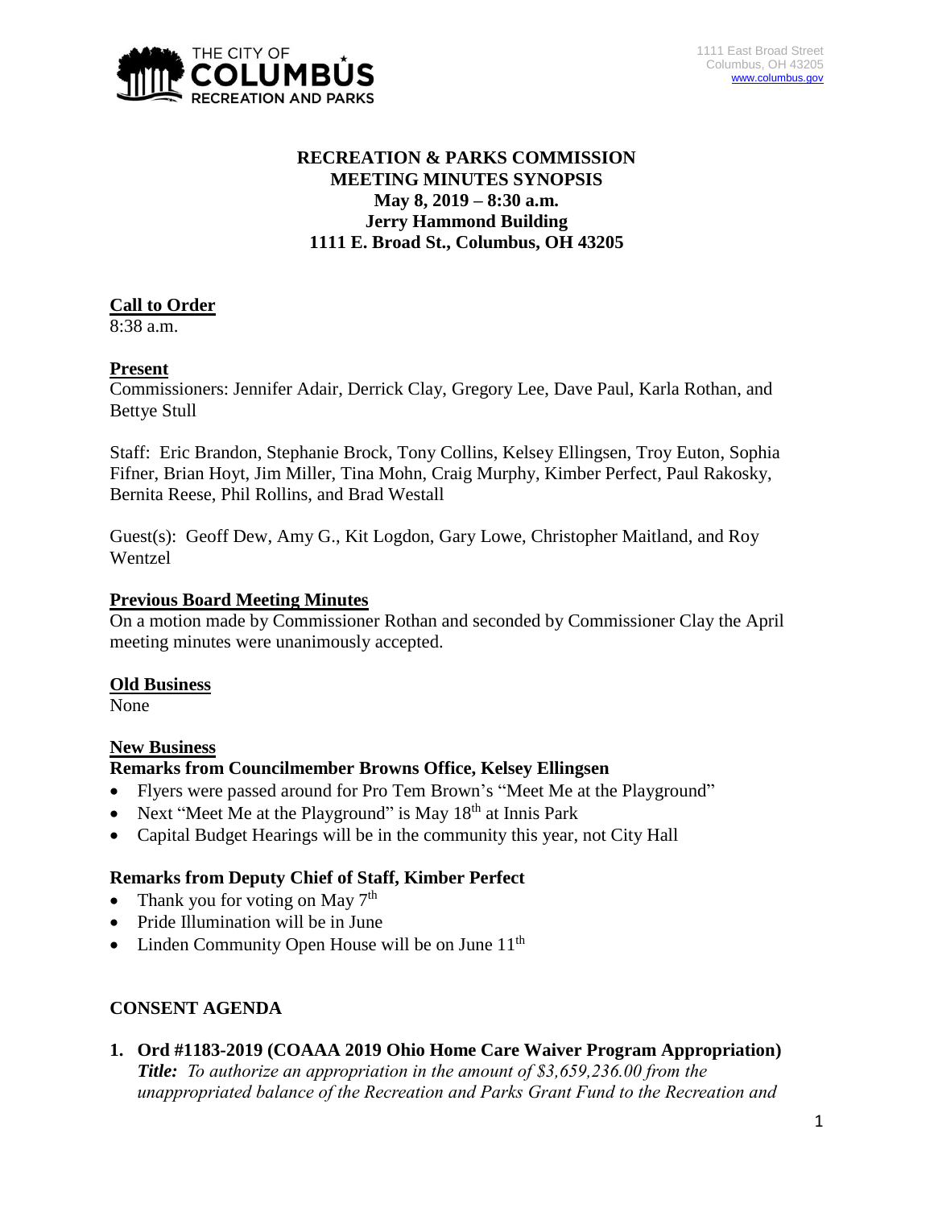THE CITY OF COLUMBUS RECREATION AND PARKS

1111 East Broad Street
Columbus, OH 43205
www.columbus.gov

**RECREATION & PARKS COMMISSION**
**MEETING MINUTES SYNOPSIS**
**May 8, 2019 – 8:30 a.m.**
**Jerry Hammond Building**
**1111 E. Broad St., Columbus, OH 43205**

## Call to Order

8:38 a.m.

## Present

Commissioners: Jennifer Adair, Derrick Clay, Gregory Lee, Dave Paul, Karla Rothan, and Bettye Stull

Staff: Eric Brandon, Stephanie Brock, Tony Collins, Kelsey Ellingsen, Troy Euton, Sophia Fifner, Brian Hoyt, Jim Miller, Tina Mohn, Craig Murphy, Kimber Perfect, Paul Rakosky, Bernita Reese, Phil Rollins, and Brad Westall

Guest(s): Geoff Dew, Amy G., Kit Logdon, Gary Lowe, Christopher Maitland, and Roy Wentzel

## Previous Board Meeting Minutes

On a motion made by Commissioner Rothan and seconded by Commissioner Clay the April meeting minutes were unanimously accepted.

## Old Business

None

## New Business

### Remarks from Councilmember Browns Office, Kelsey Ellingsen

- Flyers were passed around for Pro Tem Brown's "Meet Me at the Playground"
- Next "Meet Me at the Playground" is May 18th at Innis Park
- Capital Budget Hearings will be in the community this year, not City Hall

### Remarks from Deputy Chief of Staff, Kimber Perfect

- Thank you for voting on May 7th
- Pride Illumination will be in June
- Linden Community Open House will be on June 11th

## CONSENT AGENDA

1. **Ord #1183-2019 (COAAA 2019 Ohio Home Care Waiver Program Appropriation)**
   ***Title:*** *To authorize an appropriation in the amount of $3,659,236.00 from the unappropriated balance of the Recreation and Parks Grant Fund to the Recreation and*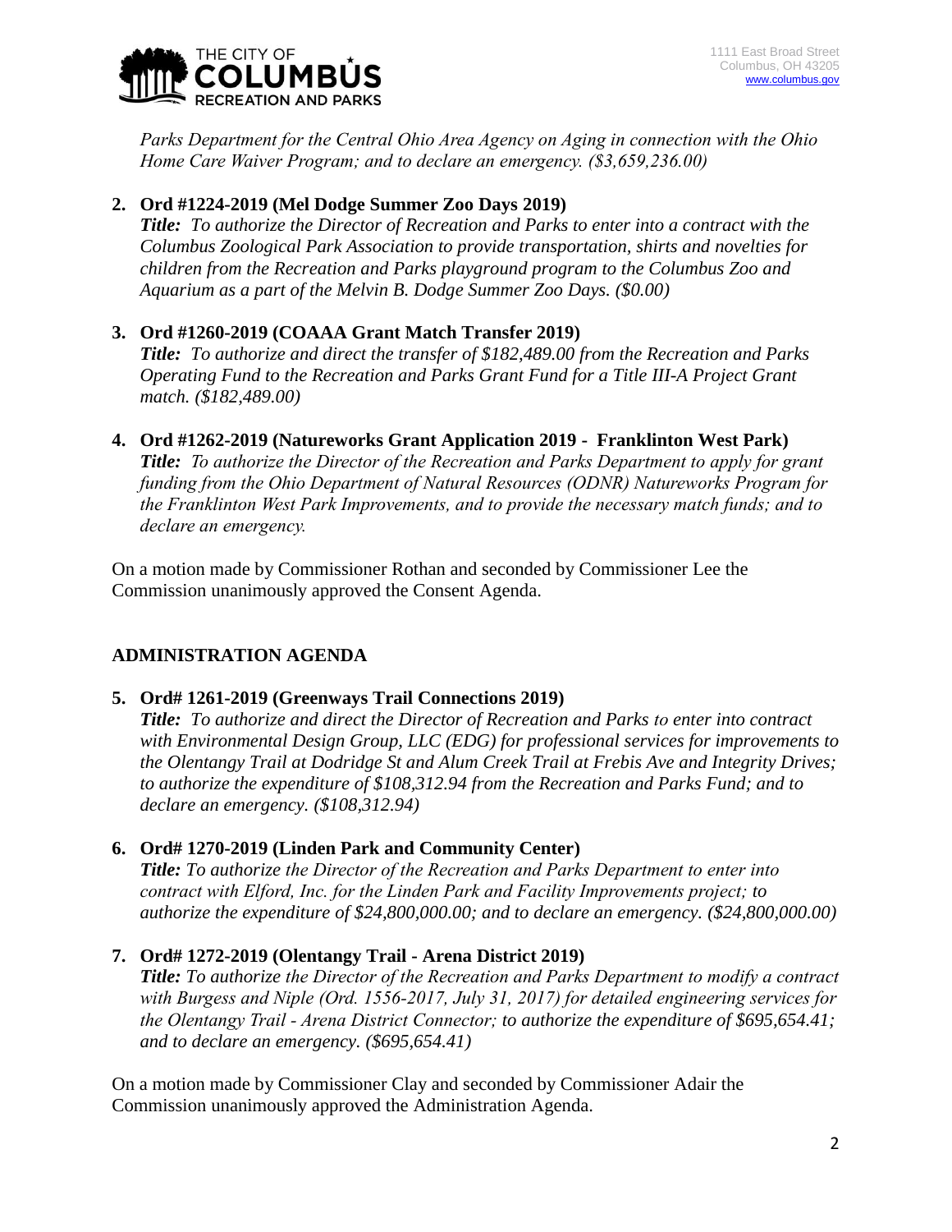*Parks Department for the Central Ohio Area Agency on Aging in connection with the Ohio Home Care Waiver Program; and to declare an emergency. ($3,659,236.00)*

2. **Ord #1224-2019 (Mel Dodge Summer Zoo Days 2019)**
   ***Title:*** *To authorize the Director of Recreation and Parks to enter into a contract with the Columbus Zoological Park Association to provide transportation, shirts and novelties for children from the Recreation and Parks playground program to the Columbus Zoo and Aquarium as a part of the Melvin B. Dodge Summer Zoo Days. ($0.00)*

3. **Ord #1260-2019 (COAAA Grant Match Transfer 2019)**
   ***Title:*** *To authorize and direct the transfer of $182,489.00 from the Recreation and Parks Operating Fund to the Recreation and Parks Grant Fund for a Title III-A Project Grant match. ($182,489.00)*

4. **Ord #1262-2019 (Natureworks Grant Application 2019 - Franklinton West Park)**
   ***Title:*** *To authorize the Director of the Recreation and Parks Department to apply for grant funding from the Ohio Department of Natural Resources (ODNR) Natureworks Program for the Franklinton West Park Improvements, and to provide the necessary match funds; and to declare an emergency.*

On a motion made by Commissioner Rothan and seconded by Commissioner Lee the Commission unanimously approved the Consent Agenda.

## ADMINISTRATION AGENDA

5. **Ord# 1261-2019 (Greenways Trail Connections 2019)**
   ***Title:*** *To authorize and direct the Director of Recreation and Parks to enter into contract with Environmental Design Group, LLC (EDG) for professional services for improvements to the Olentangy Trail at Dodridge St and Alum Creek Trail at Frebis Ave and Integrity Drives; to authorize the expenditure of $108,312.94 from the Recreation and Parks Fund; and to declare an emergency. ($108,312.94)*

6. **Ord# 1270-2019 (Linden Park and Community Center)**
   ***Title:*** *To authorize the Director of the Recreation and Parks Department to enter into contract with Elford, Inc. for the Linden Park and Facility Improvements project; to authorize the expenditure of $24,800,000.00; and to declare an emergency. ($24,800,000.00)*

7. **Ord# 1272-2019 (Olentangy Trail - Arena District 2019)**
   ***Title:*** *To authorize the Director of the Recreation and Parks Department to modify a contract with Burgess and Niple (Ord. 1556-2017, July 31, 2017) for detailed engineering services for the Olentangy Trail - Arena District Connector; to authorize the expenditure of $695,654.41; and to declare an emergency. ($695,654.41)*

On a motion made by Commissioner Clay and seconded by Commissioner Adair the Commission unanimously approved the Administration Agenda.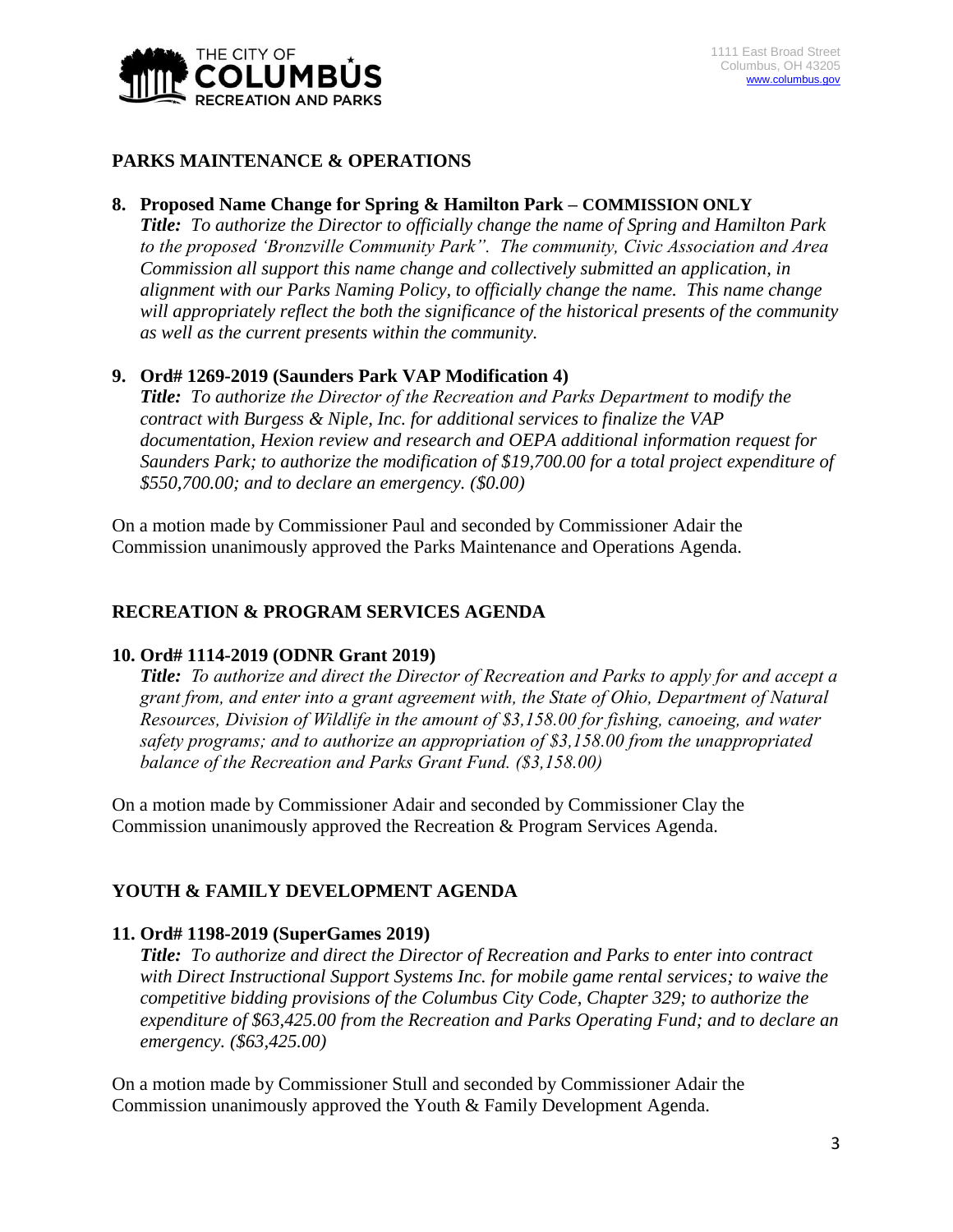## PARKS MAINTENANCE & OPERATIONS

**8. Proposed Name Change for Spring & Hamilton Park – COMMISSION ONLY**

***Title:*** *To authorize the Director to officially change the name of Spring and Hamilton Park to the proposed 'Bronzville Community Park". The community, Civic Association and Area Commission all support this name change and collectively submitted an application, in alignment with our Parks Naming Policy, to officially change the name. This name change will appropriately reflect the both the significance of the historical presents of the community as well as the current presents within the community.*

**9. Ord# 1269-2019 (Saunders Park VAP Modification 4)**

***Title:*** *To authorize the Director of the Recreation and Parks Department to modify the contract with Burgess & Niple, Inc. for additional services to finalize the VAP documentation, Hexion review and research and OEPA additional information request for Saunders Park; to authorize the modification of $19,700.00 for a total project expenditure of $550,700.00; and to declare an emergency. ($0.00)*

On a motion made by Commissioner Paul and seconded by Commissioner Adair the Commission unanimously approved the Parks Maintenance and Operations Agenda.

## RECREATION & PROGRAM SERVICES AGENDA

**10. Ord# 1114-2019 (ODNR Grant 2019)**

***Title:*** *To authorize and direct the Director of Recreation and Parks to apply for and accept a grant from, and enter into a grant agreement with, the State of Ohio, Department of Natural Resources, Division of Wildlife in the amount of $3,158.00 for fishing, canoeing, and water safety programs; and to authorize an appropriation of $3,158.00 from the unappropriated balance of the Recreation and Parks Grant Fund. ($3,158.00)*

On a motion made by Commissioner Adair and seconded by Commissioner Clay the Commission unanimously approved the Recreation & Program Services Agenda.

## YOUTH & FAMILY DEVELOPMENT AGENDA

**11. Ord# 1198-2019 (SuperGames 2019)**

***Title:*** *To authorize and direct the Director of Recreation and Parks to enter into contract with Direct Instructional Support Systems Inc. for mobile game rental services; to waive the competitive bidding provisions of the Columbus City Code, Chapter 329; to authorize the expenditure of $63,425.00 from the Recreation and Parks Operating Fund; and to declare an emergency. ($63,425.00)*

On a motion made by Commissioner Stull and seconded by Commissioner Adair the Commission unanimously approved the Youth & Family Development Agenda.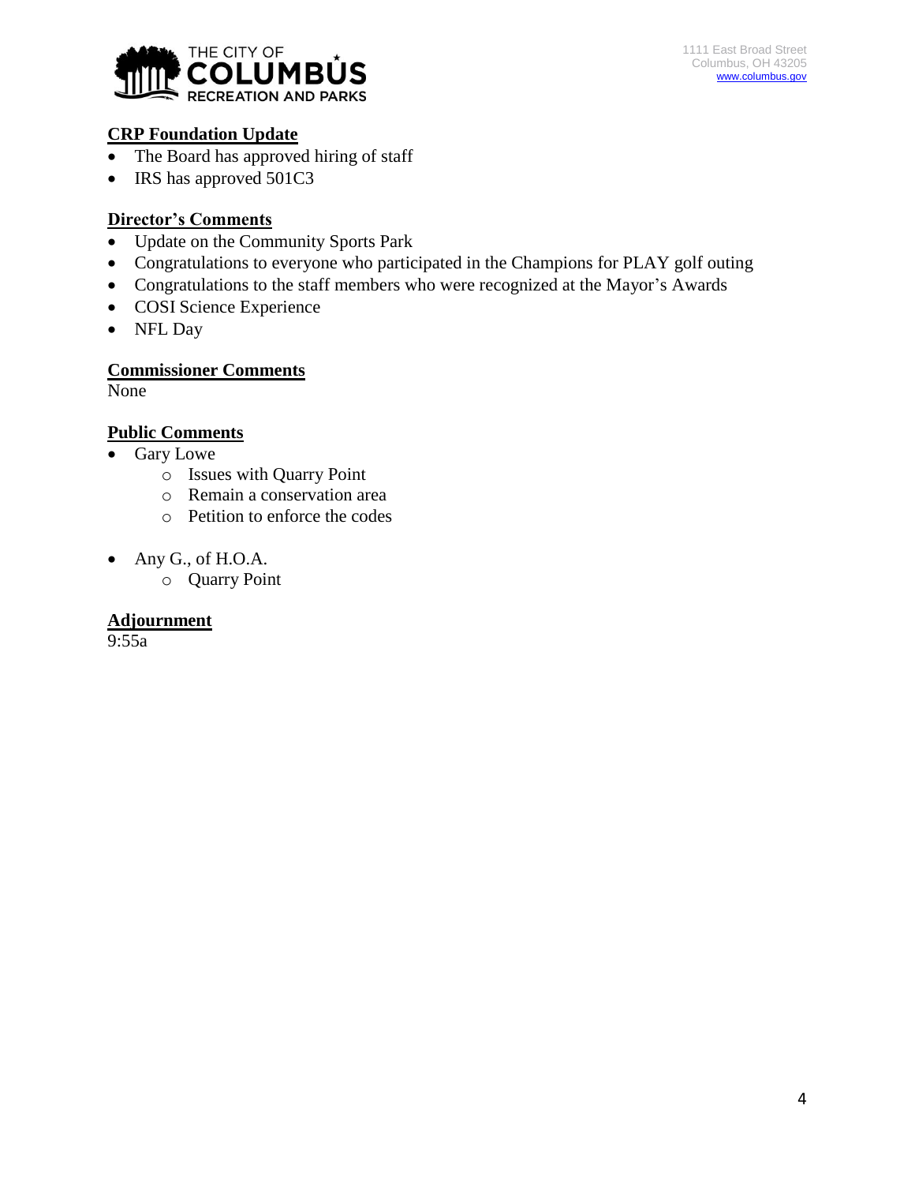## CRP Foundation Update

- The Board has approved hiring of staff
- IRS has approved 501C3

## Director's Comments

- Update on the Community Sports Park
- Congratulations to everyone who participated in the Champions for PLAY golf outing
- Congratulations to the staff members who were recognized at the Mayor's Awards
- COSI Science Experience
- NFL Day

## Commissioner Comments

None

## Public Comments

- Gary Lowe
  - Issues with Quarry Point
  - Remain a conservation area
  - Petition to enforce the codes

- Any G., of H.O.A.
  - Quarry Point

## Adjournment

9:55a